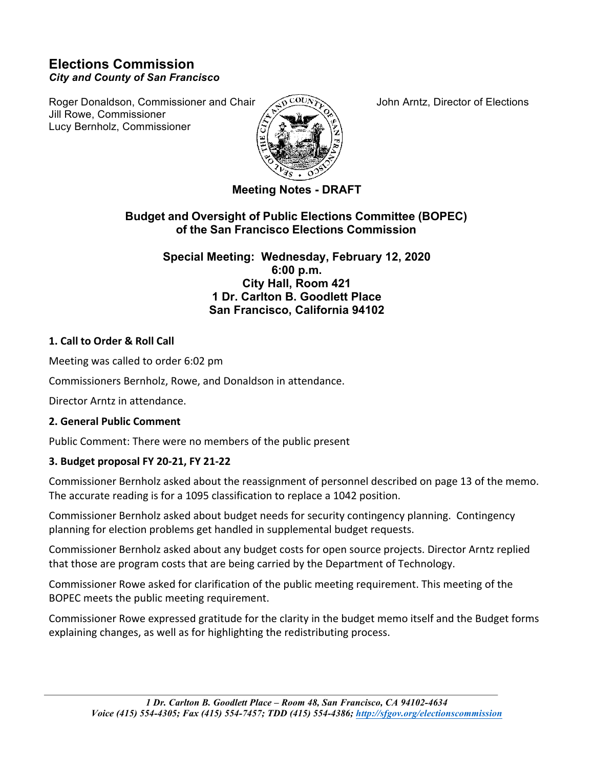# Elections Commission

***City and County of San Francisco***

Roger Donaldson, Commissioner and Chair
Jill Rowe, Commissioner
Lucy Bernholz, Commissioner

John Arntz, Director of Elections

**Meeting Notes - DRAFT**

## Budget and Oversight of Public Elections Committee (BOPEC) of the San Francisco Elections Commission

### Special Meeting: Wednesday, February 12, 2020
### 6:00 p.m.
### City Hall, Room 421
### 1 Dr. Carlton B. Goodlett Place
### San Francisco, California 94102

**1. Call to Order & Roll Call**

Meeting was called to order 6:02 pm

Commissioners Bernholz, Rowe, and Donaldson in attendance.

Director Arntz in attendance.

**2. General Public Comment**

Public Comment: There were no members of the public present

**3. Budget proposal FY 20-21, FY 21-22**

Commissioner Bernholz asked about the reassignment of personnel described on page 13 of the memo. The accurate reading is for a 1095 classification to replace a 1042 position.

Commissioner Bernholz asked about budget needs for security contingency planning. Contingency planning for election problems get handled in supplemental budget requests.

Commissioner Bernholz asked about any budget costs for open source projects. Director Arntz replied that those are program costs that are being carried by the Department of Technology.

Commissioner Rowe asked for clarification of the public meeting requirement. This meeting of the BOPEC meets the public meeting requirement.

Commissioner Rowe expressed gratitude for the clarity in the budget memo itself and the Budget forms explaining changes, as well as for highlighting the redistributing process.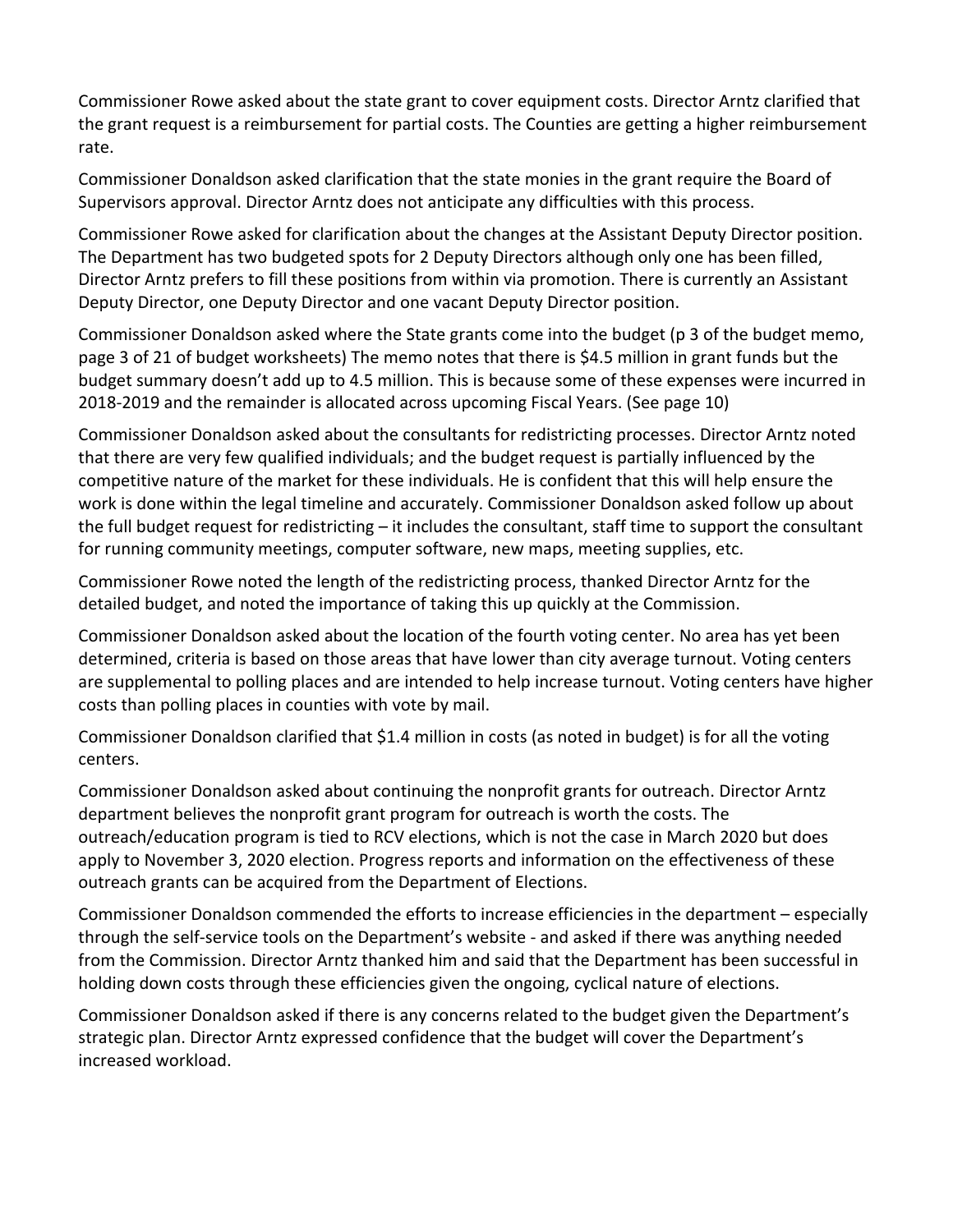Commissioner Rowe asked about the state grant to cover equipment costs. Director Arntz clarified that the grant request is a reimbursement for partial costs. The Counties are getting a higher reimbursement rate.

Commissioner Donaldson asked clarification that the state monies in the grant require the Board of Supervisors approval. Director Arntz does not anticipate any difficulties with this process.

Commissioner Rowe asked for clarification about the changes at the Assistant Deputy Director position. The Department has two budgeted spots for 2 Deputy Directors although only one has been filled, Director Arntz prefers to fill these positions from within via promotion. There is currently an Assistant Deputy Director, one Deputy Director and one vacant Deputy Director position.

Commissioner Donaldson asked where the State grants come into the budget (p 3 of the budget memo, page 3 of 21 of budget worksheets) The memo notes that there is $4.5 million in grant funds but the budget summary doesn't add up to 4.5 million. This is because some of these expenses were incurred in 2018-2019 and the remainder is allocated across upcoming Fiscal Years. (See page 10)

Commissioner Donaldson asked about the consultants for redistricting processes. Director Arntz noted that there are very few qualified individuals; and the budget request is partially influenced by the competitive nature of the market for these individuals. He is confident that this will help ensure the work is done within the legal timeline and accurately. Commissioner Donaldson asked follow up about the full budget request for redistricting – it includes the consultant, staff time to support the consultant for running community meetings, computer software, new maps, meeting supplies, etc.

Commissioner Rowe noted the length of the redistricting process, thanked Director Arntz for the detailed budget, and noted the importance of taking this up quickly at the Commission.

Commissioner Donaldson asked about the location of the fourth voting center. No area has yet been determined, criteria is based on those areas that have lower than city average turnout. Voting centers are supplemental to polling places and are intended to help increase turnout. Voting centers have higher costs than polling places in counties with vote by mail.

Commissioner Donaldson clarified that $1.4 million in costs (as noted in budget) is for all the voting centers.

Commissioner Donaldson asked about continuing the nonprofit grants for outreach. Director Arntz department believes the nonprofit grant program for outreach is worth the costs. The outreach/education program is tied to RCV elections, which is not the case in March 2020 but does apply to November 3, 2020 election. Progress reports and information on the effectiveness of these outreach grants can be acquired from the Department of Elections.

Commissioner Donaldson commended the efforts to increase efficiencies in the department – especially through the self-service tools on the Department's website - and asked if there was anything needed from the Commission. Director Arntz thanked him and said that the Department has been successful in holding down costs through these efficiencies given the ongoing, cyclical nature of elections.

Commissioner Donaldson asked if there is any concerns related to the budget given the Department's strategic plan. Director Arntz expressed confidence that the budget will cover the Department's increased workload.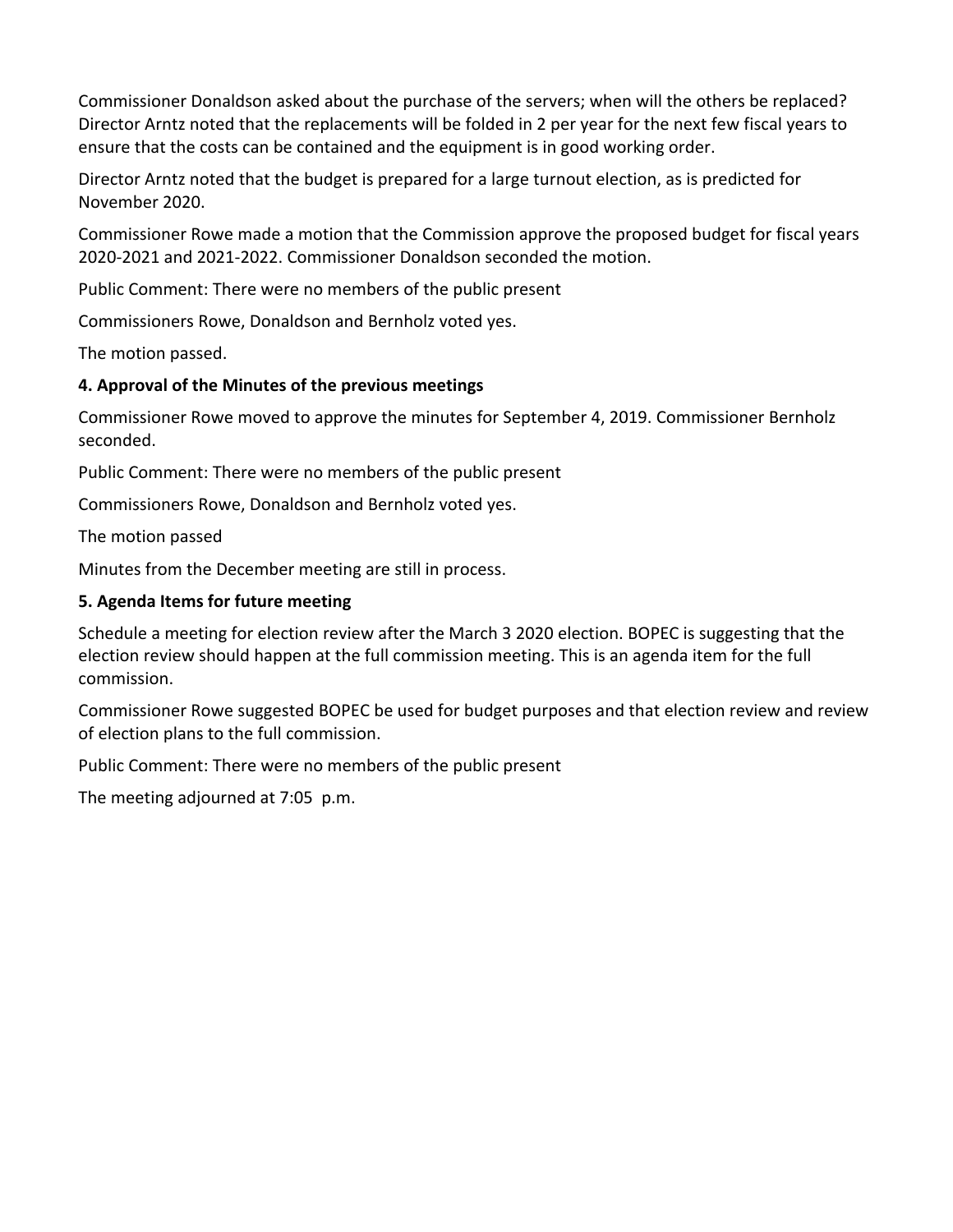Commissioner Donaldson asked about the purchase of the servers; when will the others be replaced? Director Arntz noted that the replacements will be folded in 2 per year for the next few fiscal years to ensure that the costs can be contained and the equipment is in good working order.

Director Arntz noted that the budget is prepared for a large turnout election, as is predicted for November 2020.

Commissioner Rowe made a motion that the Commission approve the proposed budget for fiscal years 2020-2021 and 2021-2022. Commissioner Donaldson seconded the motion.

Public Comment: There were no members of the public present

Commissioners Rowe, Donaldson and Bernholz voted yes.

The motion passed.

**4. Approval of the Minutes of the previous meetings**

Commissioner Rowe moved to approve the minutes for September 4, 2019. Commissioner Bernholz seconded.

Public Comment: There were no members of the public present

Commissioners Rowe, Donaldson and Bernholz voted yes.

The motion passed

Minutes from the December meeting are still in process.

**5. Agenda Items for future meeting**

Schedule a meeting for election review after the March 3 2020 election. BOPEC is suggesting that the election review should happen at the full commission meeting. This is an agenda item for the full commission.

Commissioner Rowe suggested BOPEC be used for budget purposes and that election review and review of election plans to the full commission.

Public Comment: There were no members of the public present

The meeting adjourned at 7:05 p.m.